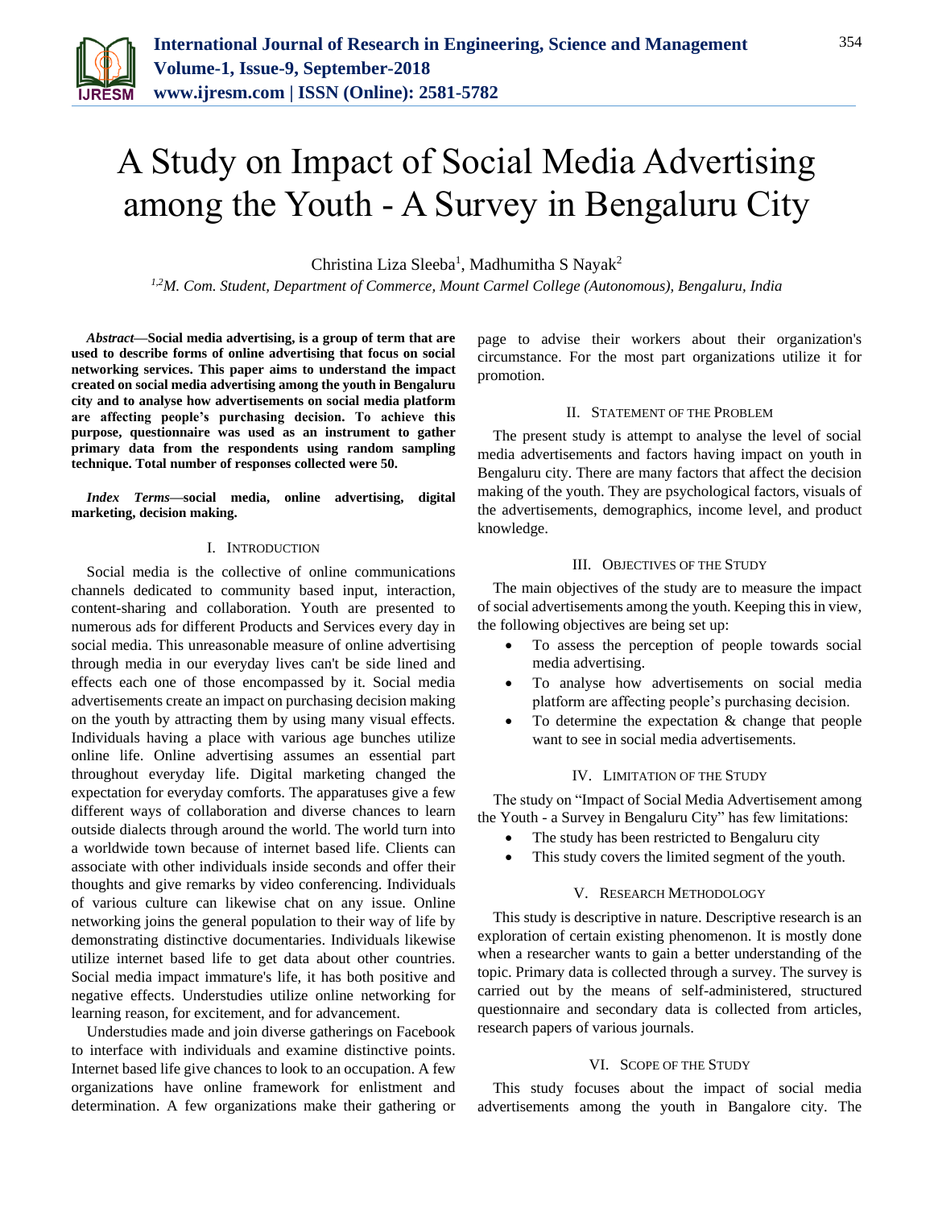# A Study on Impact of Social Media Advertising among the Youth - A Survey in Bengaluru City

Christina Liza Sleeba[1], Madhumitha S Nayak[2]

[1,2]*M. Com. Student, Department of Commerce, Mount Carmel College (Autonomous), Bengaluru, India*

***Abstract*—Social media advertising, is a group of term that are used to describe forms of online advertising that focus on social networking services. This paper aims to understand the impact created on social media advertising among the youth in Bengaluru city and to analyse how advertisements on social media platform are affecting people's purchasing decision. To achieve this purpose, questionnaire was used as an instrument to gather primary data from the respondents using random sampling technique. Total number of responses collected were 50.**

***Index Terms*—social media, online advertising, digital marketing, decision making.**

## I. Introduction

Social media is the collective of online communications channels dedicated to community based input, interaction, content-sharing and collaboration. Youth are presented to numerous ads for different Products and Services every day in social media. This unreasonable measure of online advertising through media in our everyday lives can't be side lined and effects each one of those encompassed by it. Social media advertisements create an impact on purchasing decision making on the youth by attracting them by using many visual effects. Individuals having a place with various age bunches utilize online life. Online advertising assumes an essential part throughout everyday life. Digital marketing changed the expectation for everyday comforts. The apparatuses give a few different ways of collaboration and diverse chances to learn outside dialects through around the world. The world turn into a worldwide town because of internet based life. Clients can associate with other individuals inside seconds and offer their thoughts and give remarks by video conferencing. Individuals of various culture can likewise chat on any issue. Online networking joins the general population to their way of life by demonstrating distinctive documentaries. Individuals likewise utilize internet based life to get data about other countries. Social media impact immature's life, it has both positive and negative effects. Understudies utilize online networking for learning reason, for excitement, and for advancement.

Understudies made and join diverse gatherings on Facebook to interface with individuals and examine distinctive points. Internet based life give chances to look to an occupation. A few organizations have online framework for enlistment and determination. A few organizations make their gathering or page to advise their workers about their organization's circumstance. For the most part organizations utilize it for promotion.

## II. Statement of the Problem

The present study is attempt to analyse the level of social media advertisements and factors having impact on youth in Bengaluru city. There are many factors that affect the decision making of the youth. They are psychological factors, visuals of the advertisements, demographics, income level, and product knowledge.

## III. Objectives of the Study

The main objectives of the study are to measure the impact of social advertisements among the youth. Keeping this in view, the following objectives are being set up:

- To assess the perception of people towards social media advertising.
- To analyse how advertisements on social media platform are affecting people's purchasing decision.
- To determine the expectation & change that people want to see in social media advertisements.

## IV. Limitation of the Study

The study on "Impact of Social Media Advertisement among the Youth - a Survey in Bengaluru City" has few limitations:

- The study has been restricted to Bengaluru city
- This study covers the limited segment of the youth.

## V. Research Methodology

This study is descriptive in nature. Descriptive research is an exploration of certain existing phenomenon. It is mostly done when a researcher wants to gain a better understanding of the topic. Primary data is collected through a survey. The survey is carried out by the means of self-administered, structured questionnaire and secondary data is collected from articles, research papers of various journals.

## VI. Scope of the Study

This study focuses about the impact of social media advertisements among the youth in Bangalore city. The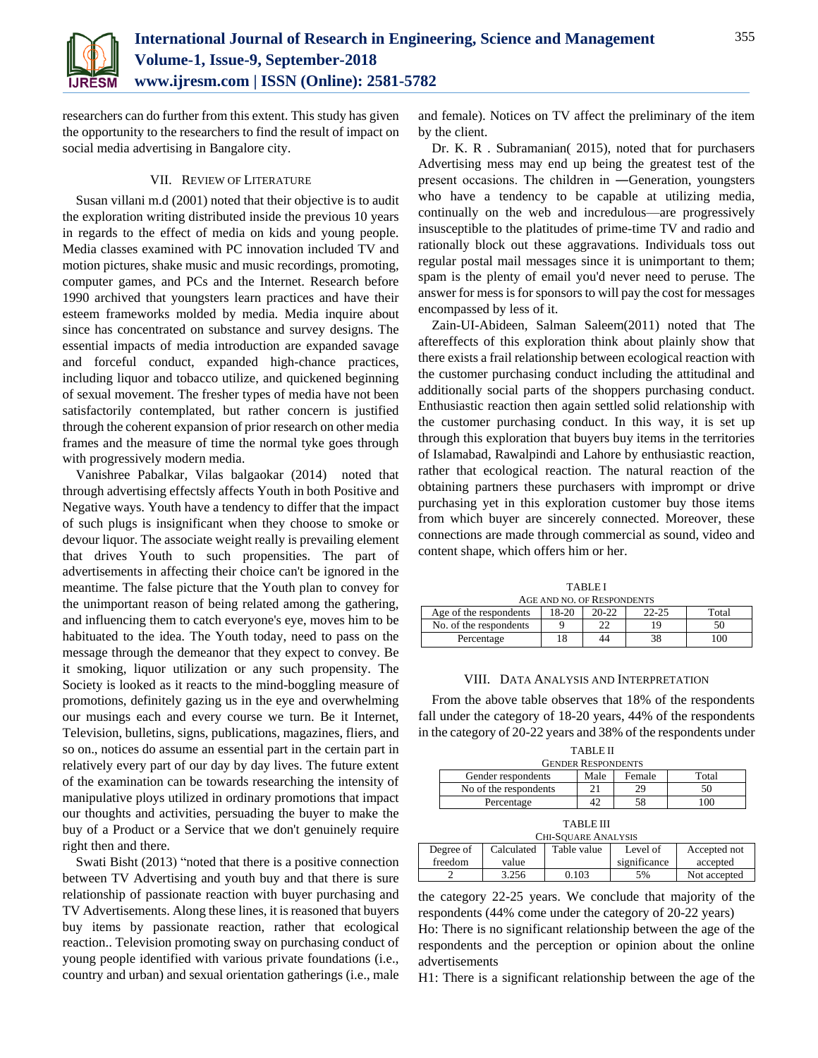researchers can do further from this extent. This study has given the opportunity to the researchers to find the result of impact on social media advertising in Bangalore city.

## VII. Review of Literature

Susan villani m.d (2001) noted that their objective is to audit the exploration writing distributed inside the previous 10 years in regards to the effect of media on kids and young people. Media classes examined with PC innovation included TV and motion pictures, shake music and music recordings, promoting, computer games, and PCs and the Internet. Research before 1990 archived that youngsters learn practices and have their esteem frameworks molded by media. Media inquire about since has concentrated on substance and survey designs. The essential impacts of media introduction are expanded savage and forceful conduct, expanded high-chance practices, including liquor and tobacco utilize, and quickened beginning of sexual movement. The fresher types of media have not been satisfactorily contemplated, but rather concern is justified through the coherent expansion of prior research on other media frames and the measure of time the normal tyke goes through with progressively modern media.

Vanishree Pabalkar, Vilas balgaokar (2014) noted that through advertising effectsly affects Youth in both Positive and Negative ways. Youth have a tendency to differ that the impact of such plugs is insignificant when they choose to smoke or devour liquor. The associate weight really is prevailing element that drives Youth to such propensities. The part of advertisements in affecting their choice can't be ignored in the meantime. The false picture that the Youth plan to convey for the unimportant reason of being related among the gathering, and influencing them to catch everyone's eye, moves him to be habituated to the idea. The Youth today, need to pass on the message through the demeanor that they expect to convey. Be it smoking, liquor utilization or any such propensity. The Society is looked as it reacts to the mind-boggling measure of promotions, definitely gazing us in the eye and overwhelming our musings each and every course we turn. Be it Internet, Television, bulletins, signs, publications, magazines, fliers, and so on., notices do assume an essential part in the certain part in relatively every part of our day by day lives. The future extent of the examination can be towards researching the intensity of manipulative ploys utilized in ordinary promotions that impact our thoughts and activities, persuading the buyer to make the buy of a Product or a Service that we don't genuinely require right then and there.

Swati Bisht (2013) "noted that there is a positive connection between TV Advertising and youth buy and that there is sure relationship of passionate reaction with buyer purchasing and TV Advertisements. Along these lines, it is reasoned that buyers buy items by passionate reaction, rather that ecological reaction.. Television promoting sway on purchasing conduct of young people identified with various private foundations (i.e., country and urban) and sexual orientation gatherings (i.e., male and female). Notices on TV affect the preliminary of the item by the client.

Dr. K. R . Subramanian( 2015), noted that for purchasers Advertising mess may end up being the greatest test of the present occasions. The children in ―Generation, youngsters who have a tendency to be capable at utilizing media, continually on the web and incredulous—are progressively insusceptible to the platitudes of prime-time TV and radio and rationally block out these aggravations. Individuals toss out regular postal mail messages since it is unimportant to them; spam is the plenty of email you'd never need to peruse. The answer for mess is for sponsors to will pay the cost for messages encompassed by less of it.

Zain-UI-Abideen, Salman Saleem(2011) noted that The aftereffects of this exploration think about plainly show that there exists a frail relationship between ecological reaction with the customer purchasing conduct including the attitudinal and additionally social parts of the shoppers purchasing conduct. Enthusiastic reaction then again settled solid relationship with the customer purchasing conduct. In this way, it is set up through this exploration that buyers buy items in the territories of Islamabad, Rawalpindi and Lahore by enthusiastic reaction, rather that ecological reaction. The natural reaction of the obtaining partners these purchasers with imprompt or drive purchasing yet in this exploration customer buy those items from which buyer are sincerely connected. Moreover, these connections are made through commercial as sound, video and content shape, which offers him or her.

TABLE I
AGE AND NO. OF RESPONDENTS

| Age of the respondents | 18-20 | 20-22 | 22-25 | Total |
|---|---|---|---|---|
| No. of the respondents | 9 | 22 | 19 | 50 |
| Percentage | 18 | 44 | 38 | 100 |

## VIII. Data Analysis and Interpretation

From the above table observes that 18% of the respondents fall under the category of 18-20 years, 44% of the respondents in the category of 20-22 years and 38% of the respondents under the category 22-25 years. We conclude that majority of the respondents (44% come under the category of 20-22 years)

TABLE II
GENDER RESPONDENTS

| Gender respondents | Male | Female | Total |
|---|---|---|---|
| No of the respondents | 21 | 29 | 50 |
| Percentage | 42 | 58 | 100 |

TABLE III
CHI-SQUARE ANALYSIS

| Degree of freedom | Calculated value | Table value | Level of significance | Accepted not accepted |
|---|---|---|---|---|
| 2 | 3.256 | 0.103 | 5% | Not accepted |

Ho: There is no significant relationship between the age of the respondents and the perception or opinion about the online advertisements

H1: There is a significant relationship between the age of the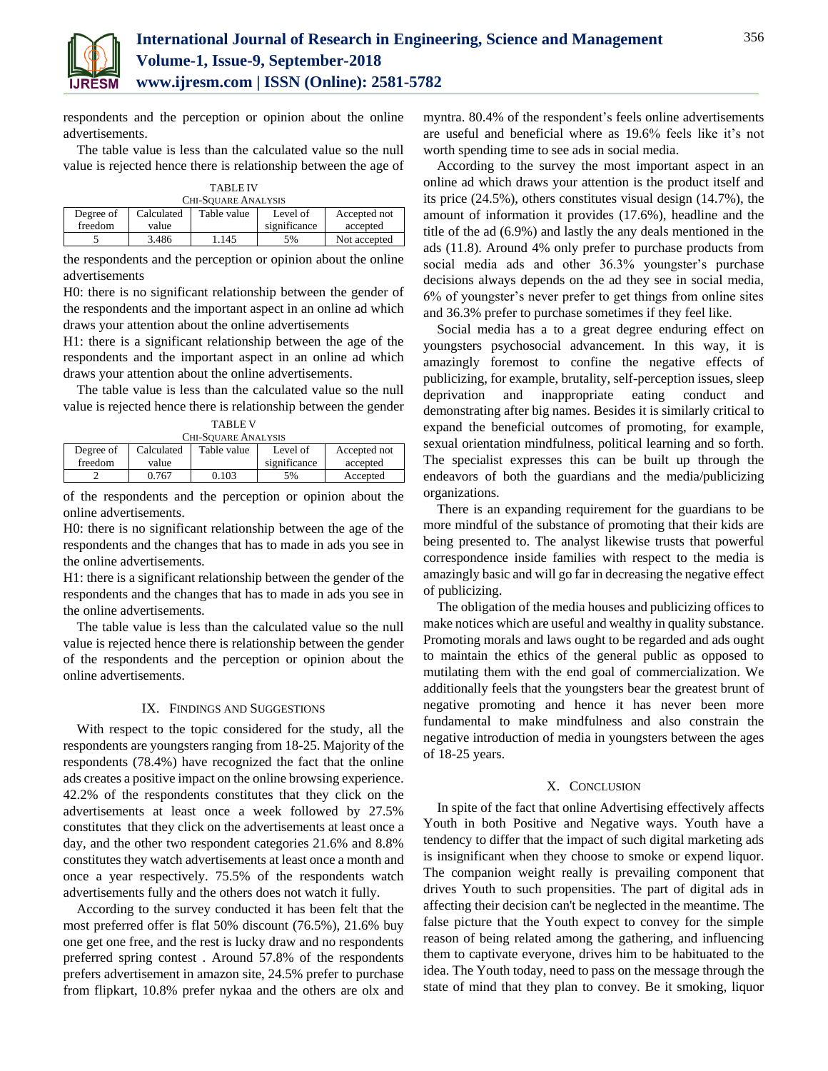respondents and the perception or opinion about the online advertisements.

The table value is less than the calculated value so the null value is rejected hence there is relationship between the age of

TABLE IV
CHI-SQUARE ANALYSIS

| Degree of freedom | Calculated value | Table value | Level of significance | Accepted not accepted |
|---|---|---|---|---|
| 5 | 3.486 | 1.145 | 5% | Not accepted |

the respondents and the perception or opinion about the online advertisements

H0: there is no significant relationship between the gender of the respondents and the important aspect in an online ad which draws your attention about the online advertisements

H1: there is a significant relationship between the age of the respondents and the important aspect in an online ad which draws your attention about the online advertisements.

The table value is less than the calculated value so the null value is rejected hence there is relationship between the gender

TABLE V
CHI-SQUARE ANALYSIS

| Degree of freedom | Calculated value | Table value | Level of significance | Accepted not accepted |
|---|---|---|---|---|
| 2 | 0.767 | 0.103 | 5% | Accepted |

of the respondents and the perception or opinion about the online advertisements.

H0: there is no significant relationship between the age of the respondents and the changes that has to made in ads you see in the online advertisements.

H1: there is a significant relationship between the gender of the respondents and the changes that has to made in ads you see in the online advertisements.

The table value is less than the calculated value so the null value is rejected hence there is relationship between the gender of the respondents and the perception or opinion about the online advertisements.

## IX. FINDINGS AND SUGGESTIONS

With respect to the topic considered for the study, all the respondents are youngsters ranging from 18-25. Majority of the respondents (78.4%) have recognized the fact that the online ads creates a positive impact on the online browsing experience. 42.2% of the respondents constitutes that they click on the advertisements at least once a week followed by 27.5% constitutes that they click on the advertisements at least once a day, and the other two respondent categories 21.6% and 8.8% constitutes they watch advertisements at least once a month and once a year respectively. 75.5% of the respondents watch advertisements fully and the others does not watch it fully.

According to the survey conducted it has been felt that the most preferred offer is flat 50% discount (76.5%), 21.6% buy one get one free, and the rest is lucky draw and no respondents preferred spring contest . Around 57.8% of the respondents prefers advertisement in amazon site, 24.5% prefer to purchase from flipkart, 10.8% prefer nykaa and the others are olx and myntra. 80.4% of the respondent's feels online advertisements are useful and beneficial where as 19.6% feels like it's not worth spending time to see ads in social media.

According to the survey the most important aspect in an online ad which draws your attention is the product itself and its price (24.5%), others constitutes visual design (14.7%), the amount of information it provides (17.6%), headline and the title of the ad (6.9%) and lastly the any deals mentioned in the ads (11.8). Around 4% only prefer to purchase products from social media ads and other 36.3% youngster's purchase decisions always depends on the ad they see in social media, 6% of youngster's never prefer to get things from online sites and 36.3% prefer to purchase sometimes if they feel like.

Social media has a to a great degree enduring effect on youngsters psychosocial advancement. In this way, it is amazingly foremost to confine the negative effects of publicizing, for example, brutality, self-perception issues, sleep deprivation and inappropriate eating conduct and demonstrating after big names. Besides it is similarly critical to expand the beneficial outcomes of promoting, for example, sexual orientation mindfulness, political learning and so forth. The specialist expresses this can be built up through the endeavors of both the guardians and the media/publicizing organizations.

There is an expanding requirement for the guardians to be more mindful of the substance of promoting that their kids are being presented to. The analyst likewise trusts that powerful correspondence inside families with respect to the media is amazingly basic and will go far in decreasing the negative effect of publicizing.

The obligation of the media houses and publicizing offices to make notices which are useful and wealthy in quality substance. Promoting morals and laws ought to be regarded and ads ought to maintain the ethics of the general public as opposed to mutilating them with the end goal of commercialization. We additionally feels that the youngsters bear the greatest brunt of negative promoting and hence it has never been more fundamental to make mindfulness and also constrain the negative introduction of media in youngsters between the ages of 18-25 years.

## X. CONCLUSION

In spite of the fact that online Advertising effectively affects Youth in both Positive and Negative ways. Youth have a tendency to differ that the impact of such digital marketing ads is insignificant when they choose to smoke or expend liquor. The companion weight really is prevailing component that drives Youth to such propensities. The part of digital ads in affecting their decision can't be neglected in the meantime. The false picture that the Youth expect to convey for the simple reason of being related among the gathering, and influencing them to captivate everyone, drives him to be habituated to the idea. The Youth today, need to pass on the message through the state of mind that they plan to convey. Be it smoking, liquor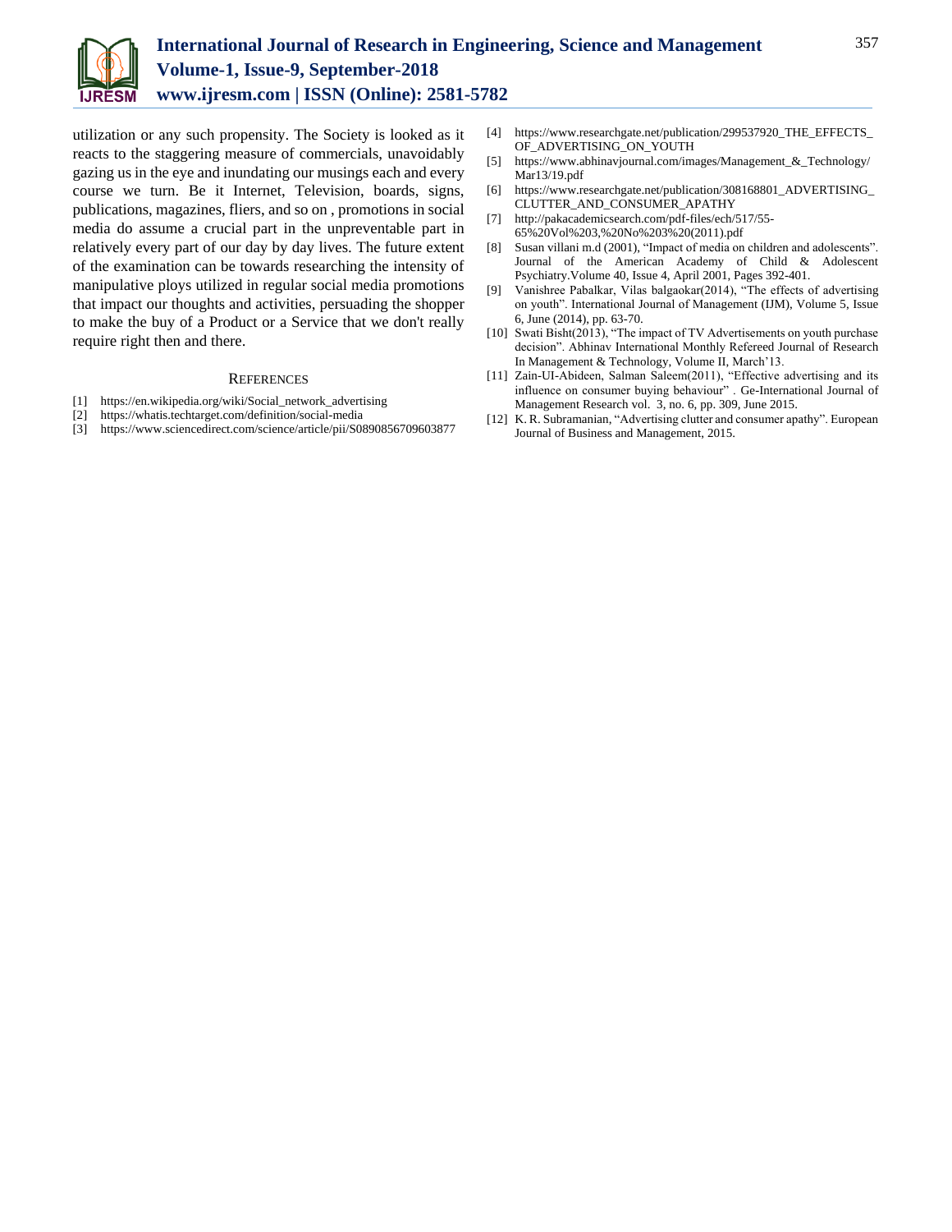utilization or any such propensity. The Society is looked as it reacts to the staggering measure of commercials, unavoidably gazing us in the eye and inundating our musings each and every course we turn. Be it Internet, Television, boards, signs, publications, magazines, fliers, and so on , promotions in social media do assume a crucial part in the unpreventable part in relatively every part of our day by day lives. The future extent of the examination can be towards researching the intensity of manipulative ploys utilized in regular social media promotions that impact our thoughts and activities, persuading the shopper to make the buy of a Product or a Service that we don't really require right then and there.

## References

[1] https://en.wikipedia.org/wiki/Social_network_advertising

[2] https://whatis.techtarget.com/definition/social-media

[3] https://www.sciencedirect.com/science/article/pii/S0890856709603877

[4] https://www.researchgate.net/publication/299537920_THE_EFFECTS_OF_ADVERTISING_ON_YOUTH

[5] https://www.abhinavjournal.com/images/Management_&_Technology/Mar13/19.pdf

[6] https://www.researchgate.net/publication/308168801_ADVERTISING_CLUTTER_AND_CONSUMER_APATHY

[7] http://pakacademicsearch.com/pdf-files/ech/517/55-65%20Vol%203,%20No%203%20(2011).pdf

[8] Susan villani m.d (2001), "Impact of media on children and adolescents". Journal of the American Academy of Child & Adolescent Psychiatry.Volume 40, Issue 4, April 2001, Pages 392-401.

[9] Vanishree Pabalkar, Vilas balgaokar(2014), "The effects of advertising on youth". International Journal of Management (IJM), Volume 5, Issue 6, June (2014), pp. 63-70.

[10] Swati Bisht(2013), "The impact of TV Advertisements on youth purchase decision". Abhinav International Monthly Refereed Journal of Research In Management & Technology, Volume II, March'13.

[11] Zain-Ul-Abideen, Salman Saleem(2011), "Effective advertising and its influence on consumer buying behaviour" . Ge-International Journal of Management Research vol. 3, no. 6, pp. 309, June 2015.

[12] K. R. Subramanian, "Advertising clutter and consumer apathy". European Journal of Business and Management, 2015.